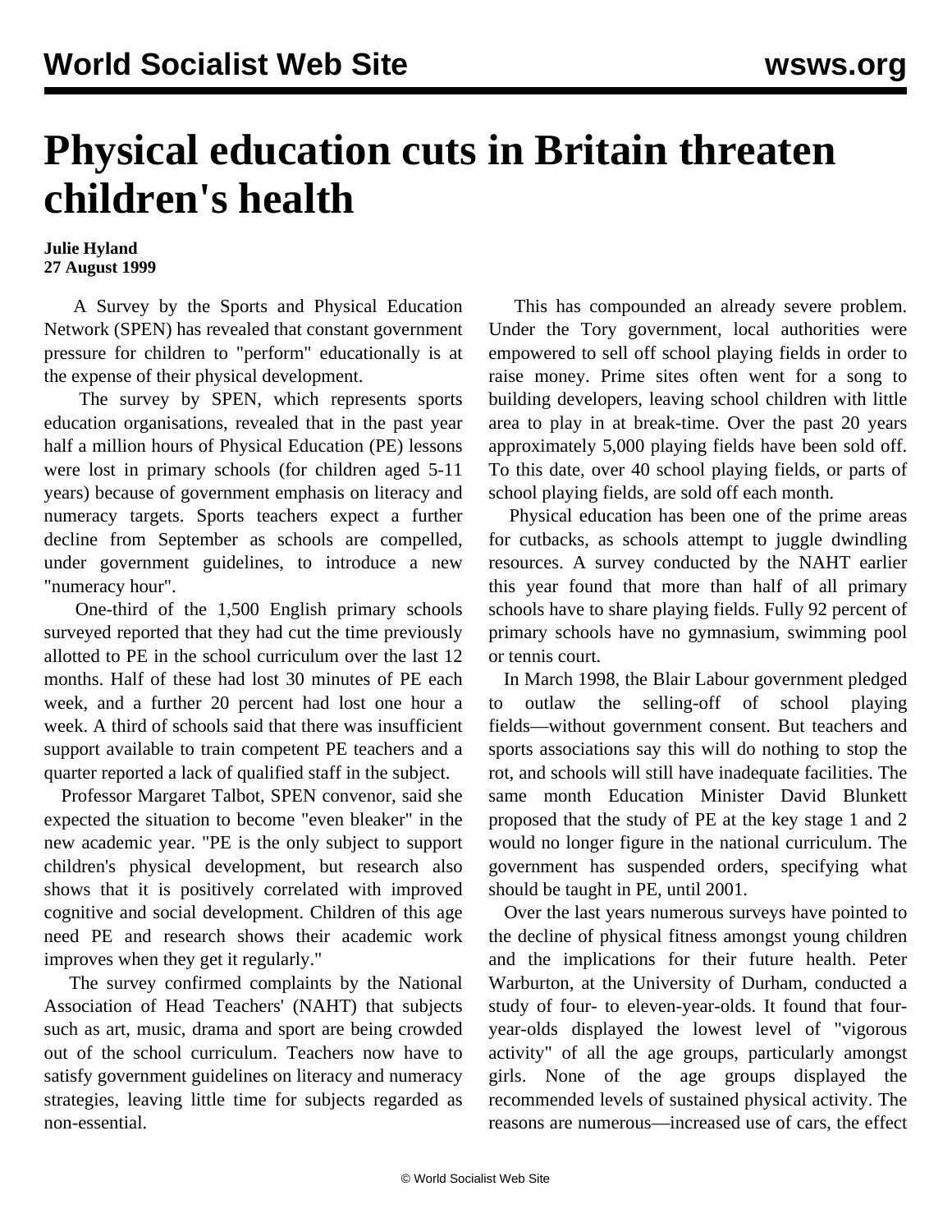# Physical education cuts in Britain threaten children's health

**Julie Hyland**
**27 August 1999**

A Survey by the Sports and Physical Education Network (SPEN) has revealed that constant government pressure for children to "perform" educationally is at the expense of their physical development.

The survey by SPEN, which represents sports education organisations, revealed that in the past year half a million hours of Physical Education (PE) lessons were lost in primary schools (for children aged 5-11 years) because of government emphasis on literacy and numeracy targets. Sports teachers expect a further decline from September as schools are compelled, under government guidelines, to introduce a new "numeracy hour".

One-third of the 1,500 English primary schools surveyed reported that they had cut the time previously allotted to PE in the school curriculum over the last 12 months. Half of these had lost 30 minutes of PE each week, and a further 20 percent had lost one hour a week. A third of schools said that there was insufficient support available to train competent PE teachers and a quarter reported a lack of qualified staff in the subject.

Professor Margaret Talbot, SPEN convenor, said she expected the situation to become "even bleaker" in the new academic year. "PE is the only subject to support children's physical development, but research also shows that it is positively correlated with improved cognitive and social development. Children of this age need PE and research shows their academic work improves when they get it regularly."

The survey confirmed complaints by the National Association of Head Teachers' (NAHT) that subjects such as art, music, drama and sport are being crowded out of the school curriculum. Teachers now have to satisfy government guidelines on literacy and numeracy strategies, leaving little time for subjects regarded as non-essential.

This has compounded an already severe problem. Under the Tory government, local authorities were empowered to sell off school playing fields in order to raise money. Prime sites often went for a song to building developers, leaving school children with little area to play in at break-time. Over the past 20 years approximately 5,000 playing fields have been sold off. To this date, over 40 school playing fields, or parts of school playing fields, are sold off each month.

Physical education has been one of the prime areas for cutbacks, as schools attempt to juggle dwindling resources. A survey conducted by the NAHT earlier this year found that more than half of all primary schools have to share playing fields. Fully 92 percent of primary schools have no gymnasium, swimming pool or tennis court.

In March 1998, the Blair Labour government pledged to outlaw the selling-off of school playing fields—without government consent. But teachers and sports associations say this will do nothing to stop the rot, and schools will still have inadequate facilities. The same month Education Minister David Blunkett proposed that the study of PE at the key stage 1 and 2 would no longer figure in the national curriculum. The government has suspended orders, specifying what should be taught in PE, until 2001.

Over the last years numerous surveys have pointed to the decline of physical fitness amongst young children and the implications for their future health. Peter Warburton, at the University of Durham, conducted a study of four- to eleven-year-olds. It found that four-year-olds displayed the lowest level of "vigorous activity" of all the age groups, particularly amongst girls. None of the age groups displayed the recommended levels of sustained physical activity. The reasons are numerous—increased use of cars, the effect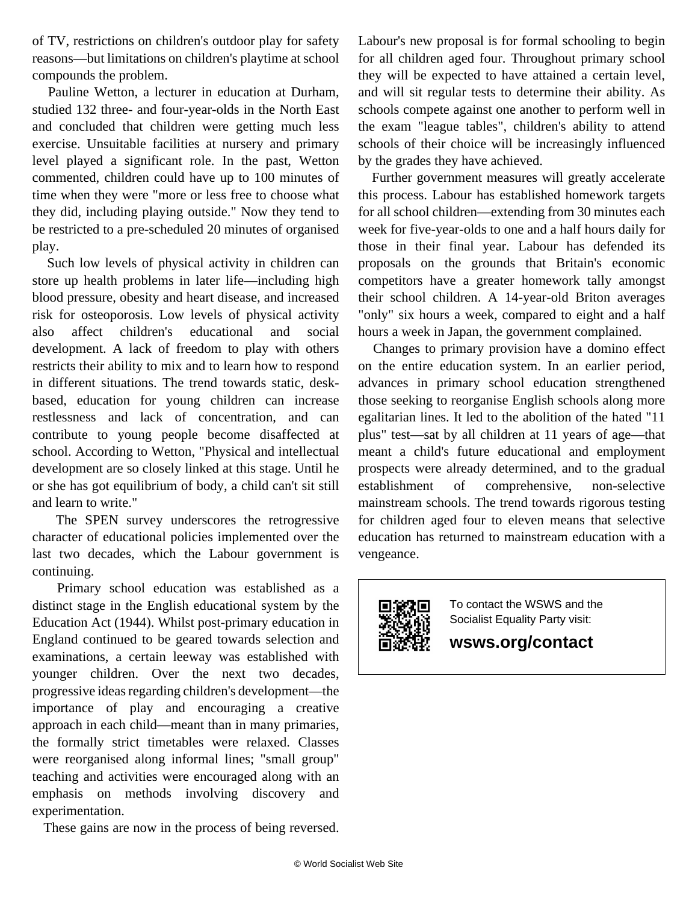of TV, restrictions on children's outdoor play for safety reasons—but limitations on children's playtime at school compounds the problem.

Pauline Wetton, a lecturer in education at Durham, studied 132 three- and four-year-olds in the North East and concluded that children were getting much less exercise. Unsuitable facilities at nursery and primary level played a significant role. In the past, Wetton commented, children could have up to 100 minutes of time when they were "more or less free to choose what they did, including playing outside." Now they tend to be restricted to a pre-scheduled 20 minutes of organised play.

Such low levels of physical activity in children can store up health problems in later life—including high blood pressure, obesity and heart disease, and increased risk for osteoporosis. Low levels of physical activity also affect children's educational and social development. A lack of freedom to play with others restricts their ability to mix and to learn how to respond in different situations. The trend towards static, desk-based, education for young children can increase restlessness and lack of concentration, and can contribute to young people become disaffected at school. According to Wetton, "Physical and intellectual development are so closely linked at this stage. Until he or she has got equilibrium of body, a child can't sit still and learn to write."

The SPEN survey underscores the retrogressive character of educational policies implemented over the last two decades, which the Labour government is continuing.

Primary school education was established as a distinct stage in the English educational system by the Education Act (1944). Whilst post-primary education in England continued to be geared towards selection and examinations, a certain leeway was established with younger children. Over the next two decades, progressive ideas regarding children's development—the importance of play and encouraging a creative approach in each child—meant than in many primaries, the formally strict timetables were relaxed. Classes were reorganised along informal lines; "small group" teaching and activities were encouraged along with an emphasis on methods involving discovery and experimentation.

These gains are now in the process of being reversed. Labour's new proposal is for formal schooling to begin for all children aged four. Throughout primary school they will be expected to have attained a certain level, and will sit regular tests to determine their ability. As schools compete against one another to perform well in the exam "league tables", children's ability to attend schools of their choice will be increasingly influenced by the grades they have achieved.

Further government measures will greatly accelerate this process. Labour has established homework targets for all school children—extending from 30 minutes each week for five-year-olds to one and a half hours daily for those in their final year. Labour has defended its proposals on the grounds that Britain's economic competitors have a greater homework tally amongst their school children. A 14-year-old Briton averages "only" six hours a week, compared to eight and a half hours a week in Japan, the government complained.

Changes to primary provision have a domino effect on the entire education system. In an earlier period, advances in primary school education strengthened those seeking to reorganise English schools along more egalitarian lines. It led to the abolition of the hated "11 plus" test—sat by all children at 11 years of age—that meant a child's future educational and employment prospects were already determined, and to the gradual establishment of comprehensive, non-selective mainstream schools. The trend towards rigorous testing for children aged four to eleven means that selective education has returned to mainstream education with a vengeance.

To contact the WSWS and the Socialist Equality Party visit:

**wsws.org/contact**